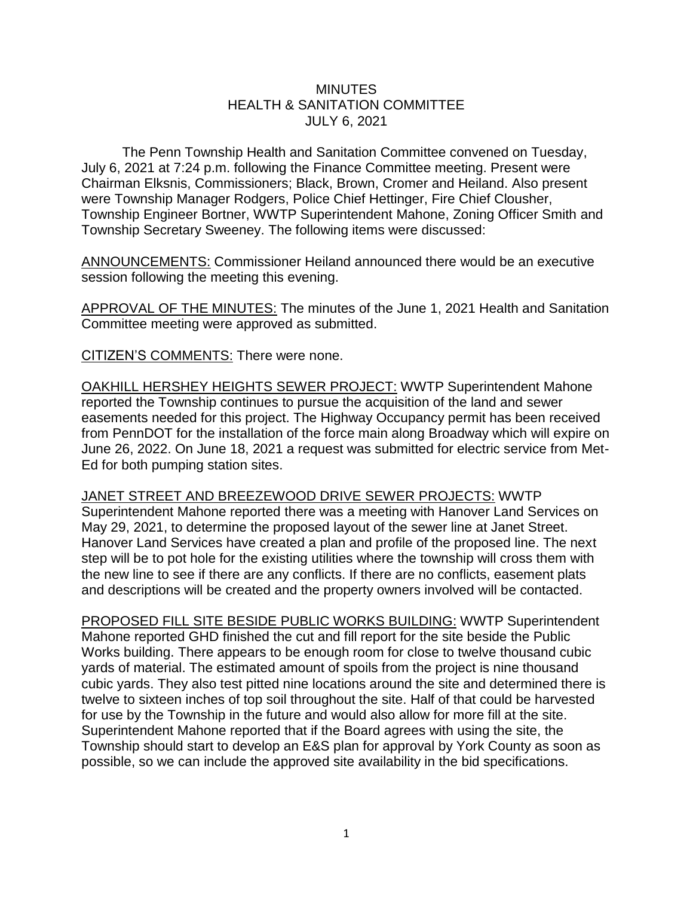# MINUTES
## HEALTH & SANITATION COMMITTEE
## JULY 6, 2021

The Penn Township Health and Sanitation Committee convened on Tuesday, July 6, 2021 at 7:24 p.m. following the Finance Committee meeting. Present were Chairman Elksnis, Commissioners; Black, Brown, Cromer and Heiland. Also present were Township Manager Rodgers, Police Chief Hettinger, Fire Chief Clousher, Township Engineer Bortner, WWTP Superintendent Mahone, Zoning Officer Smith and Township Secretary Sweeney. The following items were discussed:

ANNOUNCEMENTS: Commissioner Heiland announced there would be an executive session following the meeting this evening.

APPROVAL OF THE MINUTES: The minutes of the June 1, 2021 Health and Sanitation Committee meeting were approved as submitted.

CITIZEN'S COMMENTS: There were none.

OAKHILL HERSHEY HEIGHTS SEWER PROJECT: WWTP Superintendent Mahone reported the Township continues to pursue the acquisition of the land and sewer easements needed for this project. The Highway Occupancy permit has been received from PennDOT for the installation of the force main along Broadway which will expire on June 26, 2022. On June 18, 2021 a request was submitted for electric service from Met-Ed for both pumping station sites.

JANET STREET AND BREEZEWOOD DRIVE SEWER PROJECTS: WWTP Superintendent Mahone reported there was a meeting with Hanover Land Services on May 29, 2021, to determine the proposed layout of the sewer line at Janet Street. Hanover Land Services have created a plan and profile of the proposed line. The next step will be to pot hole for the existing utilities where the township will cross them with the new line to see if there are any conflicts. If there are no conflicts, easement plats and descriptions will be created and the property owners involved will be contacted.

PROPOSED FILL SITE BESIDE PUBLIC WORKS BUILDING: WWTP Superintendent Mahone reported GHD finished the cut and fill report for the site beside the Public Works building. There appears to be enough room for close to twelve thousand cubic yards of material. The estimated amount of spoils from the project is nine thousand cubic yards. They also test pitted nine locations around the site and determined there is twelve to sixteen inches of top soil throughout the site. Half of that could be harvested for use by the Township in the future and would also allow for more fill at the site. Superintendent Mahone reported that if the Board agrees with using the site, the Township should start to develop an E&S plan for approval by York County as soon as possible, so we can include the approved site availability in the bid specifications.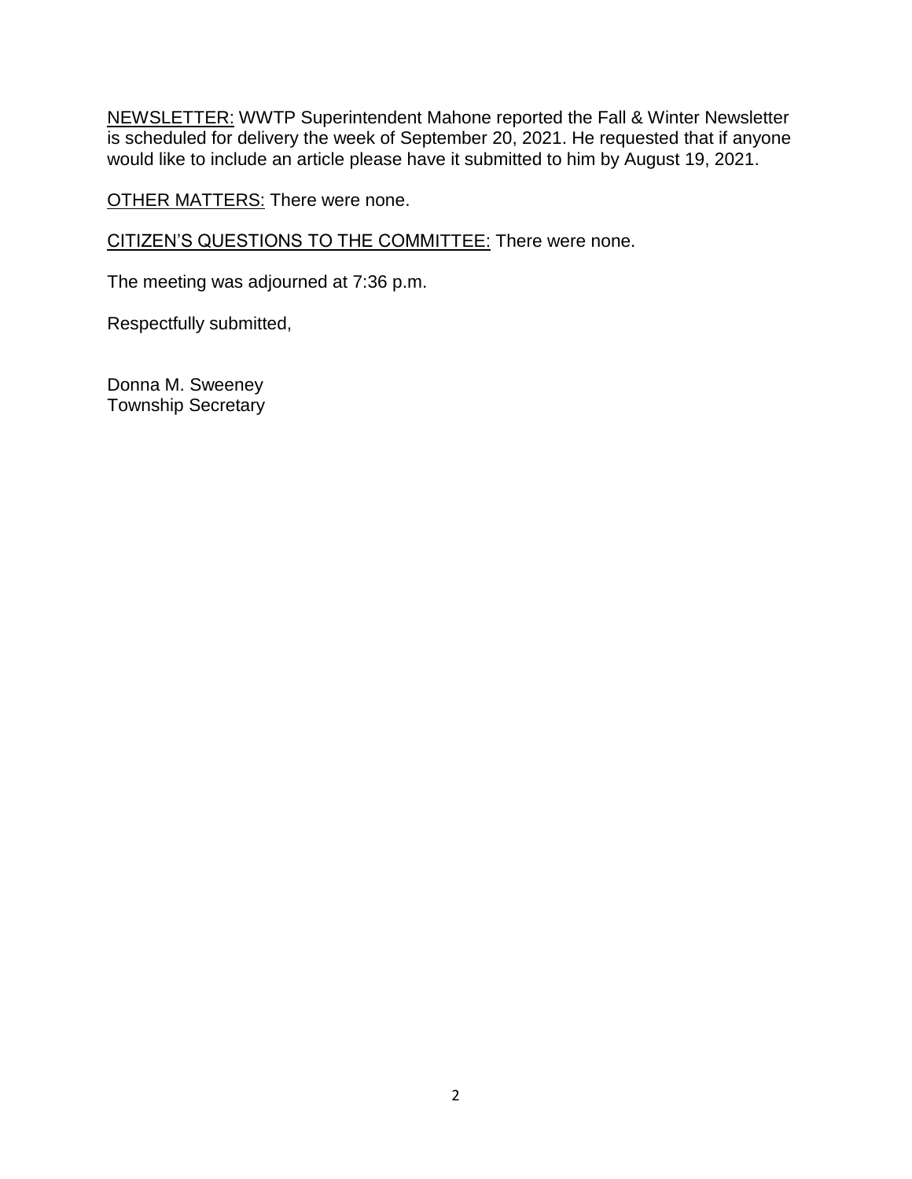NEWSLETTER: WWTP Superintendent Mahone reported the Fall & Winter Newsletter is scheduled for delivery the week of September 20, 2021. He requested that if anyone would like to include an article please have it submitted to him by August 19, 2021.

OTHER MATTERS: There were none.

CITIZEN'S QUESTIONS TO THE COMMITTEE: There were none.

The meeting was adjourned at 7:36 p.m.

Respectfully submitted,

Donna M. Sweeney
Township Secretary